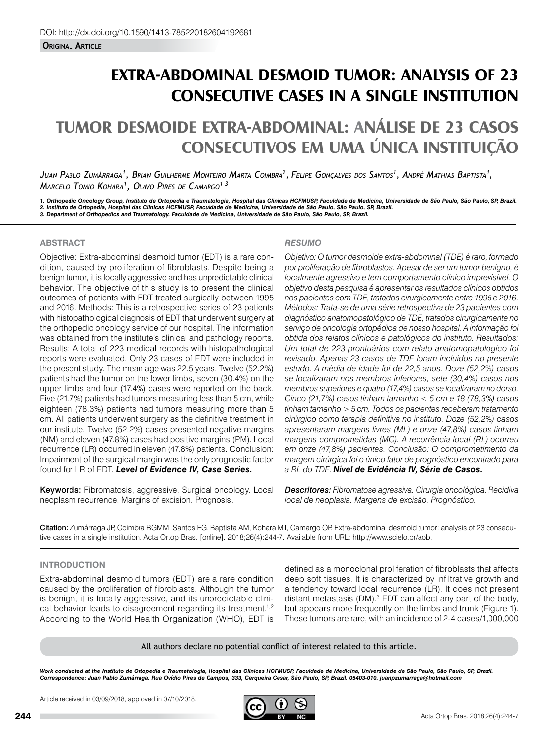DOI: http://dx.doi.org/10.1590/1413-785220182604192681

**Original Article**

# EXTRA-ABDOMINAL DESMOID TUMOR: ANALYSIS OF 23 CONSECUTIVE CASES IN A SINGLE INSTITUTION

# TUMOR DESMOIDE EXTRA-ABDOMINAL: ANÁLISE DE 23 CASOS CONSECUTIVOS EM UMA ÚNICA INSTITUIÇÃO

*Juan Pablo Zumárraga[1], Brian Guilherme Monteiro Marta Coimbra[2], Felipe Gonçalves dos Santos[1], André Mathias Baptista[1], Marcelo Tomio Kohara[1], Olavo Pires de Camargo[1-3]*

*1. Orthopedic Oncology Group, Instituto de Ortopedia e Traumatologia, Hospital das Clinicas HCFMUSP, Faculdade de Medicina, Universidade de São Paulo, São Paulo, SP, Brazil.*
*2. Instituto de Ortopedia, Hospital das Clinicas HCFMUSP, Faculdade de Medicina, Universidade de São Paulo, São Paulo, SP, Brazil.*
*3. Department of Orthopedics and Traumatology, Faculdade de Medicina, Universidade de São Paulo, São Paulo, SP, Brazil.*

## ABSTRACT

Objective: Extra-abdominal desmoid tumor (EDT) is a rare condition, caused by proliferation of fibroblasts. Despite being a benign tumor, it is locally aggressive and has unpredictable clinical behavior. The objective of this study is to present the clinical outcomes of patients with EDT treated surgically between 1995 and 2016. Methods: This is a retrospective series of 23 patients with histopathological diagnosis of EDT that underwent surgery at the orthopedic oncology service of our hospital. The information was obtained from the institute's clinical and pathology reports. Results: A total of 223 medical records with histopathological reports were evaluated. Only 23 cases of EDT were included in the present study. The mean age was 22.5 years. Twelve (52.2%) patients had the tumor on the lower limbs, seven (30.4%) on the upper limbs and four (17.4%) cases were reported on the back. Five (21.7%) patients had tumors measuring less than 5 cm, while eighteen (78.3%) patients had tumors measuring more than 5 cm. All patients underwent surgery as the definitive treatment in our institute. Twelve (52.2%) cases presented negative margins (NM) and eleven (47.8%) cases had positive margins (PM). Local recurrence (LR) occurred in eleven (47.8%) patients. Conclusion: Impairment of the surgical margin was the only prognostic factor found for LR of EDT. ***Level of Evidence IV, Case Series.***

**Keywords:** Fibromatosis, aggressive. Surgical oncology. Local neoplasm recurrence. Margins of excision. Prognosis.

## *RESUMO*

*Objetivo: O tumor desmoide extra-abdominal (TDE) é raro, formado por proliferação de fibroblastos. Apesar de ser um tumor benigno, é localmente agressivo e tem comportamento clínico imprevisível. O objetivo desta pesquisa é apresentar os resultados clínicos obtidos nos pacientes com TDE, tratados cirurgicamente entre 1995 e 2016. Métodos: Trata-se de uma série retrospectiva de 23 pacientes com diagnóstico anatomopatológico de TDE, tratados cirurgicamente no serviço de oncologia ortopédica de nosso hospital. A informação foi obtida dos relatos clínicos e patológicos do instituto. Resultados: Um total de 223 prontuários com relato anatomopatológico foi revisado. Apenas 23 casos de TDE foram incluídos no presente estudo. A média de idade foi de 22,5 anos. Doze (52,2%) casos se localizaram nos membros inferiores, sete (30,4%) casos nos membros superiores e quatro (17,4%) casos se localizaram no dorso. Cinco (21,7%) casos tinham tamanho < 5 cm e 18 (78,3%) casos tinham tamanho > 5 cm. Todos os pacientes receberam tratamento cirúrgico como terapia definitiva no instituto. Doze (52,2%) casos apresentaram margens livres (ML) e onze (47,8%) casos tinham margens comprometidas (MC). A recorrência local (RL) ocorreu em onze (47,8%) pacientes. Conclusão: O comprometimento da margem cirúrgica foi o único fator de prognóstico encontrado para a RL do TDE.* ***Nível de Evidência IV, Série de Casos.***

***Descritores:*** *Fibromatose agressiva. Cirurgia oncológica. Recidiva local de neoplasia. Margens de excisão. Prognóstico.*

**Citation:** Zumárraga JP, Coimbra BGMM, Santos FG, Baptista AM, Kohara MT, Camargo OP. Extra-abdominal desmoid tumor: analysis of 23 consecutive cases in a single institution. Acta Ortop Bras. [online]. 2018;26(4):244-7. Available from URL: http://www.scielo.br/aob.

## INTRODUCTION

Extra-abdominal desmoid tumors (EDT) are a rare condition caused by the proliferation of fibroblasts. Although the tumor is benign, it is locally aggressive, and its unpredictable clinical behavior leads to disagreement regarding its treatment.[1,2] According to the World Health Organization (WHO), EDT is defined as a monoclonal proliferation of fibroblasts that affects deep soft tissues. It is characterized by infiltrative growth and a tendency toward local recurrence (LR). It does not present distant metastasis (DM).[3] EDT can affect any part of the body, but appears more frequently on the limbs and trunk (Figure 1). These tumors are rare, with an incidence of 2-4 cases/1,000,000

All authors declare no potential conflict of interest related to this article.

***Work conducted at the Instituto de Ortopedia e Traumatologia, Hospital das Clinicas HCFMUSP, Faculdade de Medicina, Universidade de São Paulo, São Paulo, SP, Brazil.***
***Correspondence: Juan Pablo Zumárraga. Rua Ovídio Pires de Campos, 333, Cerqueira Cesar, São Paulo, SP, Brazil. 05403-010. juanpzumarraga@hotmail.com***

Article received in 03/09/2018, approved in 07/10/2018.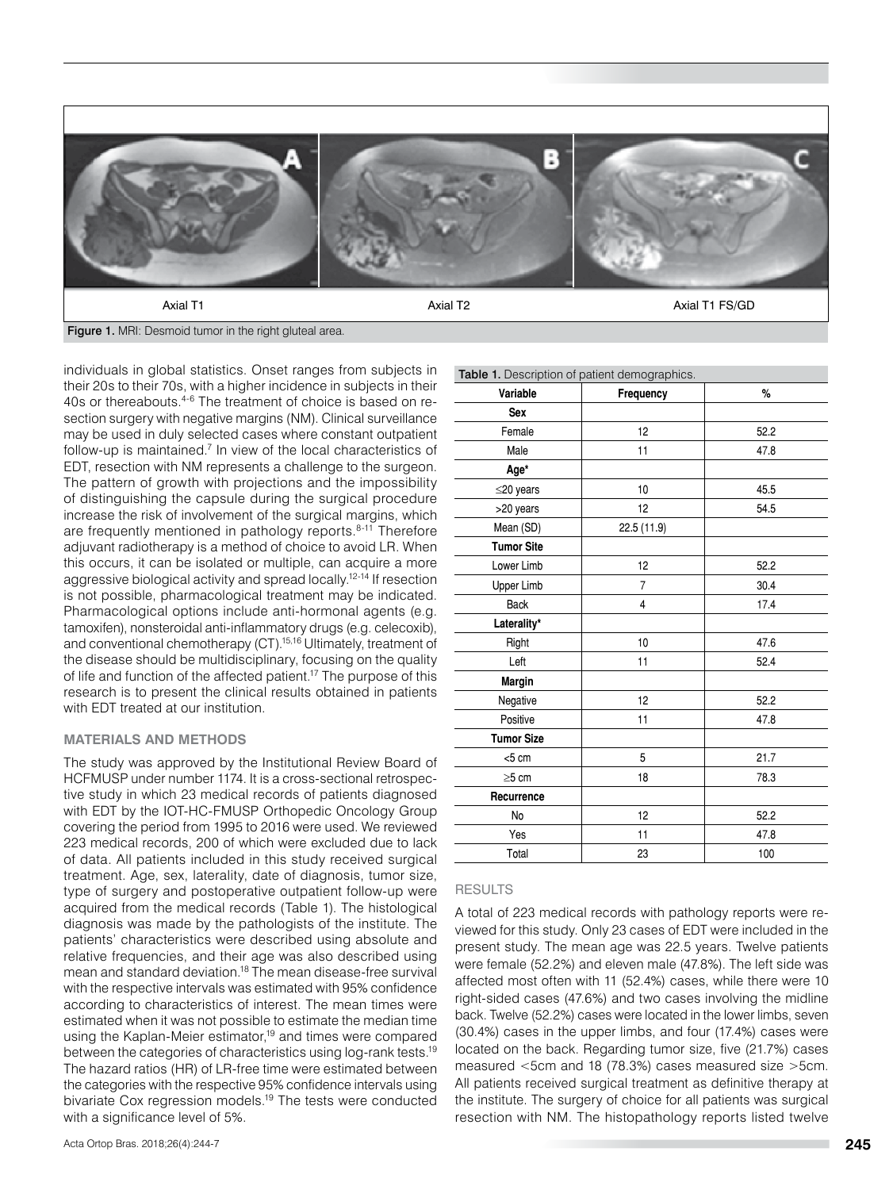Axial T1 | Axial T2 | Axial T1 FS/GD

**Figure 1.** MRI: Desmoid tumor in the right gluteal area.

individuals in global statistics. Onset ranges from subjects in their 20s to their 70s, with a higher incidence in subjects in their 40s or thereabouts.[4-6] The treatment of choice is based on resection surgery with negative margins (NM). Clinical surveillance may be used in duly selected cases where constant outpatient follow-up is maintained.[7] In view of the local characteristics of EDT, resection with NM represents a challenge to the surgeon. The pattern of growth with projections and the impossibility of distinguishing the capsule during the surgical procedure increase the risk of involvement of the surgical margins, which are frequently mentioned in pathology reports.[8-11] Therefore adjuvant radiotherapy is a method of choice to avoid LR. When this occurs, it can be isolated or multiple, can acquire a more aggressive biological activity and spread locally.[12-14] If resection is not possible, pharmacological treatment may be indicated. Pharmacological options include anti-hormonal agents (e.g. tamoxifen), nonsteroidal anti-inflammatory drugs (e.g. celecoxib), and conventional chemotherapy (CT).[15,16] Ultimately, treatment of the disease should be multidisciplinary, focusing on the quality of life and function of the affected patient.[17] The purpose of this research is to present the clinical results obtained in patients with EDT treated at our institution.

## MATERIALS AND METHODS

The study was approved by the Institutional Review Board of HCFMUSP under number 1174. It is a cross-sectional retrospective study in which 23 medical records of patients diagnosed with EDT by the IOT-HC-FMUSP Orthopedic Oncology Group covering the period from 1995 to 2016 were used. We reviewed 223 medical records, 200 of which were excluded due to lack of data. All patients included in this study received surgical treatment. Age, sex, laterality, date of diagnosis, tumor size, type of surgery and postoperative outpatient follow-up were acquired from the medical records (Table 1). The histological diagnosis was made by the pathologists of the institute. The patients' characteristics were described using absolute and relative frequencies, and their age was also described using mean and standard deviation.[18] The mean disease-free survival with the respective intervals was estimated with 95% confidence according to characteristics of interest. The mean times were estimated when it was not possible to estimate the median time using the Kaplan-Meier estimator,[19] and times were compared between the categories of characteristics using log-rank tests.[19] The hazard ratios (HR) of LR-free time were estimated between the categories with the respective 95% confidence intervals using bivariate Cox regression models.[19] The tests were conducted with a significance level of 5%.

**Table 1.** Description of patient demographics.

| Variable | Frequency | % |
|---|---|---|
| **Sex** | | |
| Female | 12 | 52.2 |
| Male | 11 | 47.8 |
| **Age*** | | |
| ≤20 years | 10 | 45.5 |
| >20 years | 12 | 54.5 |
| Mean (SD) | 22.5 (11.9) | |
| **Tumor Site** | | |
| Lower Limb | 12 | 52.2 |
| Upper Limb | 7 | 30.4 |
| Back | 4 | 17.4 |
| **Laterality*** | | |
| Right | 10 | 47.6 |
| Left | 11 | 52.4 |
| **Margin** | | |
| Negative | 12 | 52.2 |
| Positive | 11 | 47.8 |
| **Tumor Size** | | |
| <5 cm | 5 | 21.7 |
| ≥5 cm | 18 | 78.3 |
| **Recurrence** | | |
| No | 12 | 52.2 |
| Yes | 11 | 47.8 |
| Total | 23 | 100 |

## RESULTS

A total of 223 medical records with pathology reports were reviewed for this study. Only 23 cases of EDT were included in the present study. The mean age was 22.5 years. Twelve patients were female (52.2%) and eleven male (47.8%). The left side was affected most often with 11 (52.4%) cases, while there were 10 right-sided cases (47.6%) and two cases involving the midline back. Twelve (52.2%) cases were located in the lower limbs, seven (30.4%) cases in the upper limbs, and four (17.4%) cases were located on the back. Regarding tumor size, five (21.7%) cases measured <5cm and 18 (78.3%) cases measured size >5cm. All patients received surgical treatment as definitive therapy at the institute. The surgery of choice for all patients was surgical resection with NM. The histopathology reports listed twelve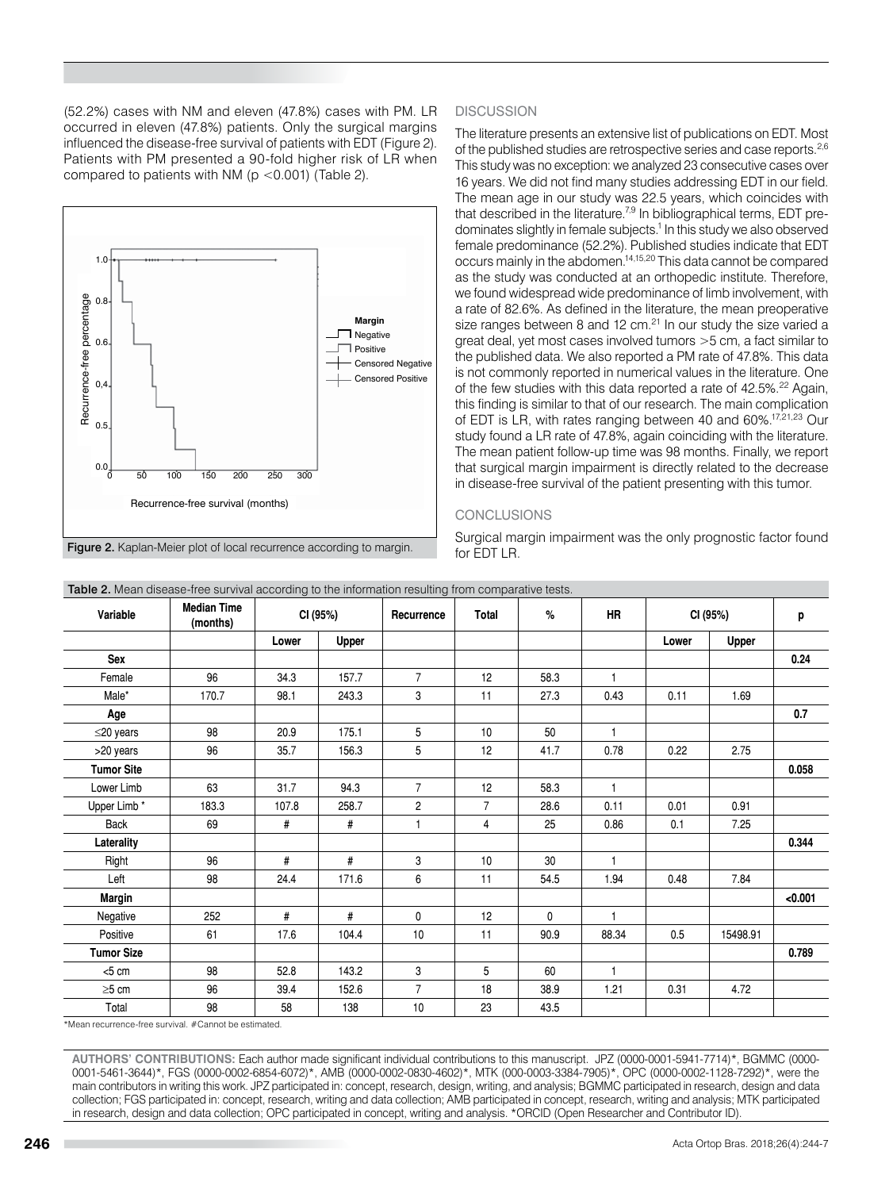(52.2%) cases with NM and eleven (47.8%) cases with PM. LR occurred in eleven (47.8%) patients. Only the surgical margins influenced the disease-free survival of patients with EDT (Figure 2). Patients with PM presented a 90-fold higher risk of LR when compared to patients with NM (p <0.001) (Table 2).

Figure 2. Kaplan-Meier plot of local recurrence according to margin.

## DISCUSSION

The literature presents an extensive list of publications on EDT. Most of the published studies are retrospective series and case reports.[2,6] This study was no exception: we analyzed 23 consecutive cases over 16 years. We did not find many studies addressing EDT in our field. The mean age in our study was 22.5 years, which coincides with that described in the literature.[7,9] In bibliographical terms, EDT predominates slightly in female subjects.[1] In this study we also observed female predominance (52.2%). Published studies indicate that EDT occurs mainly in the abdomen.[14,15,20] This data cannot be compared as the study was conducted at an orthopedic institute. Therefore, we found widespread wide predominance of limb involvement, with a rate of 82.6%. As defined in the literature, the mean preoperative size ranges between 8 and 12 cm.[21] In our study the size varied a great deal, yet most cases involved tumors >5 cm, a fact similar to the published data. We also reported a PM rate of 47.8%. This data is not commonly reported in numerical values in the literature. One of the few studies with this data reported a rate of 42.5%.[22] Again, this finding is similar to that of our research. The main complication of EDT is LR, with rates ranging between 40 and 60%.[17,21,23] Our study found a LR rate of 47.8%, again coinciding with the literature. The mean patient follow-up time was 98 months. Finally, we report that surgical margin impairment is directly related to the decrease in disease-free survival of the patient presenting with this tumor.

## CONCLUSIONS

Surgical margin impairment was the only prognostic factor found for EDT LR.

**Table 2.** Mean disease-free survival according to the information resulting from comparative tests.

| Variable | Median Time (months) | CI (95%) | | Recurrence | Total | % | HR | CI (95%) | | p |
|---|---|---|---|---|---|---|---|---|---|---|
| | | Lower | Upper | | | | | Lower | Upper | |
| **Sex** | | | | | | | | | | **0.24** |
| Female | 96 | 34.3 | 157.7 | 7 | 12 | 58.3 | 1 | | | |
| Male* | 170.7 | 98.1 | 243.3 | 3 | 11 | 27.3 | 0.43 | 0.11 | 1.69 | |
| **Age** | | | | | | | | | | **0.7** |
| ≤20 years | 98 | 20.9 | 175.1 | 5 | 10 | 50 | 1 | | | |
| >20 years | 96 | 35.7 | 156.3 | 5 | 12 | 41.7 | 0.78 | 0.22 | 2.75 | |
| **Tumor Site** | | | | | | | | | | **0.058** |
| Lower Limb | 63 | 31.7 | 94.3 | 7 | 12 | 58.3 | 1 | | | |
| Upper Limb * | 183.3 | 107.8 | 258.7 | 2 | 7 | 28.6 | 0.11 | 0.01 | 0.91 | |
| Back | 69 | # | # | 1 | 4 | 25 | 0.86 | 0.1 | 7.25 | |
| **Laterality** | | | | | | | | | | **0.344** |
| Right | 96 | # | # | 3 | 10 | 30 | 1 | | | |
| Left | 98 | 24.4 | 171.6 | 6 | 11 | 54.5 | 1.94 | 0.48 | 7.84 | |
| **Margin** | | | | | | | | | | **<0.001** |
| Negative | 252 | # | # | 0 | 12 | 0 | 1 | | | |
| Positive | 61 | 17.6 | 104.4 | 10 | 11 | 90.9 | 88.34 | 0.5 | 15498.91 | |
| **Tumor Size** | | | | | | | | | | **0.789** |
| <5 cm | 98 | 52.8 | 143.2 | 3 | 5 | 60 | 1 | | | |
| ≥5 cm | 96 | 39.4 | 152.6 | 7 | 18 | 38.9 | 1.21 | 0.31 | 4.72 | |
| Total | 98 | 58 | 138 | 10 | 23 | 43.5 | | | | |

*Mean recurrence-free survival. #Cannot be estimated.

**AUTHORS' CONTRIBUTIONS:** Each author made significant individual contributions to this manuscript. JPZ (0000-0001-5941-7714)*, BGMMC (0000-0001-5461-3644)*, FGS (0000-0002-6854-6072)*, AMB (0000-0002-0830-4602)*, MTK (000-0003-3384-7905)*, OPC (0000-0002-1128-7292)*, were the main contributors in writing this work. JPZ participated in: concept, research, design, writing, and analysis; BGMMC participated in research, design and data collection; FGS participated in: concept, research, writing and data collection; AMB participated in concept, research, writing and analysis; MTK participated in research, design and data collection; OPC participated in concept, writing and analysis. *ORCID (Open Researcher and Contributor ID).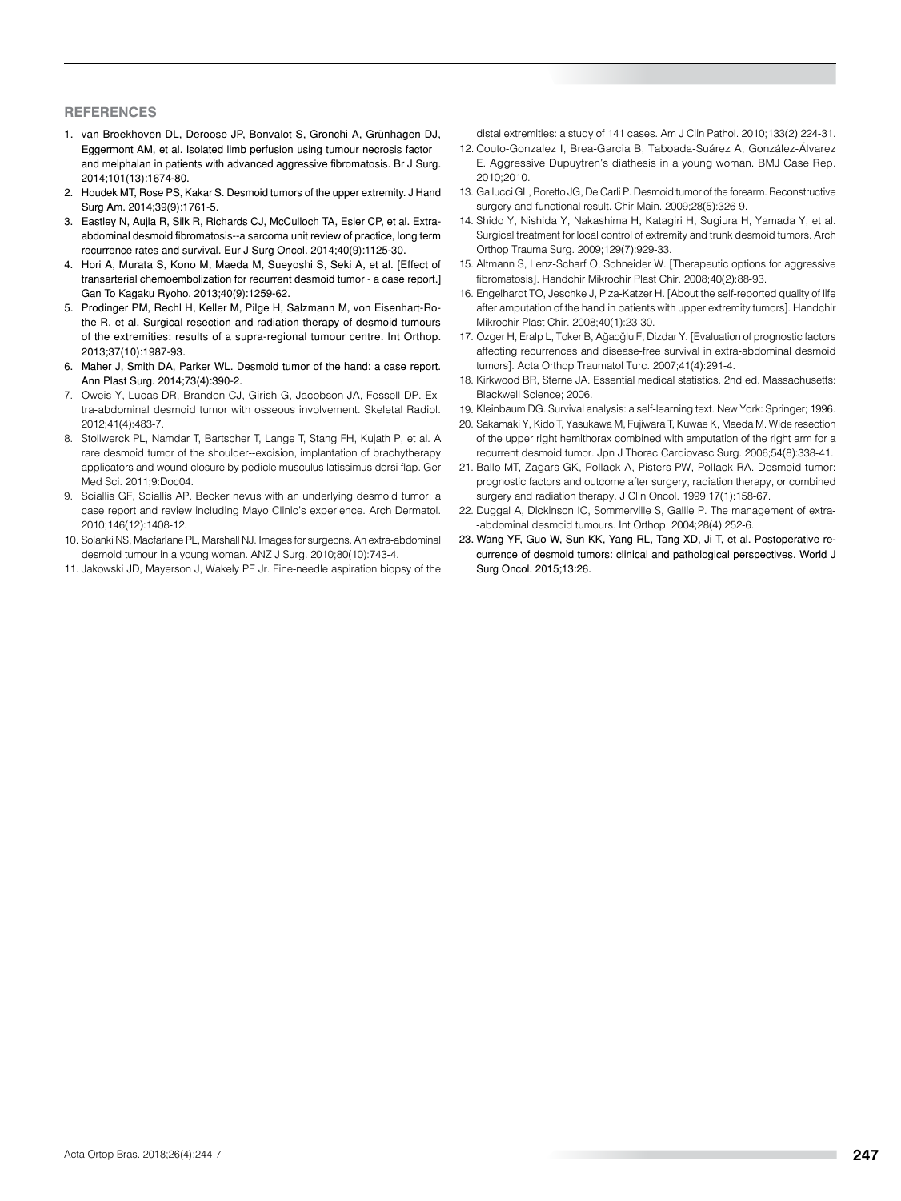## REFERENCES

1. van Broekhoven DL, Deroose JP, Bonvalot S, Gronchi A, Grünhagen DJ, Eggermont AM, et al. Isolated limb perfusion using tumour necrosis factor and melphalan in patients with advanced aggressive fibromatosis. Br J Surg. 2014;101(13):1674-80.
2. Houdek MT, Rose PS, Kakar S. Desmoid tumors of the upper extremity. J Hand Surg Am. 2014;39(9):1761-5.
3. Eastley N, Aujla R, Silk R, Richards CJ, McCulloch TA, Esler CP, et al. Extra-abdominal desmoid fibromatosis--a sarcoma unit review of practice, long term recurrence rates and survival. Eur J Surg Oncol. 2014;40(9):1125-30.
4. Hori A, Murata S, Kono M, Maeda M, Sueyoshi S, Seki A, et al. [Effect of transarterial chemoembolization for recurrent desmoid tumor - a case report.] Gan To Kagaku Ryoho. 2013;40(9):1259-62.
5. Prodinger PM, Rechl H, Keller M, Pilge H, Salzmann M, von Eisenhart-Rothe R, et al. Surgical resection and radiation therapy of desmoid tumours of the extremities: results of a supra-regional tumour centre. Int Orthop. 2013;37(10):1987-93.
6. Maher J, Smith DA, Parker WL. Desmoid tumor of the hand: a case report. Ann Plast Surg. 2014;73(4):390-2.
7. Oweis Y, Lucas DR, Brandon CJ, Girish G, Jacobson JA, Fessell DP. Extra-abdominal desmoid tumor with osseous involvement. Skeletal Radiol. 2012;41(4):483-7.
8. Stollwerck PL, Namdar T, Bartscher T, Lange T, Stang FH, Kujath P, et al. A rare desmoid tumor of the shoulder--excision, implantation of brachytherapy applicators and wound closure by pedicle musculus latissimus dorsi flap. Ger Med Sci. 2011;9:Doc04.
9. Sciallis GF, Sciallis AP. Becker nevus with an underlying desmoid tumor: a case report and review including Mayo Clinic's experience. Arch Dermatol. 2010;146(12):1408-12.
10. Solanki NS, Macfarlane PL, Marshall NJ. Images for surgeons. An extra-abdominal desmoid tumour in a young woman. ANZ J Surg. 2010;80(10):743-4.
11. Jakowski JD, Mayerson J, Wakely PE Jr. Fine-needle aspiration biopsy of the distal extremities: a study of 141 cases. Am J Clin Pathol. 2010;133(2):224-31.
12. Couto-Gonzalez I, Brea-Garcia B, Taboada-Suárez A, González-Álvarez E. Aggressive Dupuytren's diathesis in a young woman. BMJ Case Rep. 2010;2010.
13. Gallucci GL, Boretto JG, De Carli P. Desmoid tumor of the forearm. Reconstructive surgery and functional result. Chir Main. 2009;28(5):326-9.
14. Shido Y, Nishida Y, Nakashima H, Katagiri H, Sugiura H, Yamada Y, et al. Surgical treatment for local control of extremity and trunk desmoid tumors. Arch Orthop Trauma Surg. 2009;129(7):929-33.
15. Altmann S, Lenz-Scharf O, Schneider W. [Therapeutic options for aggressive fibromatosis]. Handchir Mikrochir Plast Chir. 2008;40(2):88-93.
16. Engelhardt TO, Jeschke J, Piza-Katzer H. [About the self-reported quality of life after amputation of the hand in patients with upper extremity tumors]. Handchir Mikrochir Plast Chir. 2008;40(1):23-30.
17. Ozger H, Eralp L, Toker B, Ağaoğlu F, Dizdar Y. [Evaluation of prognostic factors affecting recurrences and disease-free survival in extra-abdominal desmoid tumors]. Acta Orthop Traumatol Turc. 2007;41(4):291-4.
18. Kirkwood BR, Sterne JA. Essential medical statistics. 2nd ed. Massachusetts: Blackwell Science; 2006.
19. Kleinbaum DG. Survival analysis: a self-learning text. New York: Springer; 1996.
20. Sakamaki Y, Kido T, Yasukawa M, Fujiwara T, Kuwae K, Maeda M. Wide resection of the upper right hemithorax combined with amputation of the right arm for a recurrent desmoid tumor. Jpn J Thorac Cardiovasc Surg. 2006;54(8):338-41.
21. Ballo MT, Zagars GK, Pollack A, Pisters PW, Pollack RA. Desmoid tumor: prognostic factors and outcome after surgery, radiation therapy, or combined surgery and radiation therapy. J Clin Oncol. 1999;17(1):158-67.
22. Duggal A, Dickinson IC, Sommerville S, Gallie P. The management of extra-abdominal desmoid tumours. Int Orthop. 2004;28(4):252-6.
23. Wang YF, Guo W, Sun KK, Yang RL, Tang XD, Ji T, et al. Postoperative recurrence of desmoid tumors: clinical and pathological perspectives. World J Surg Oncol. 2015;13:26.